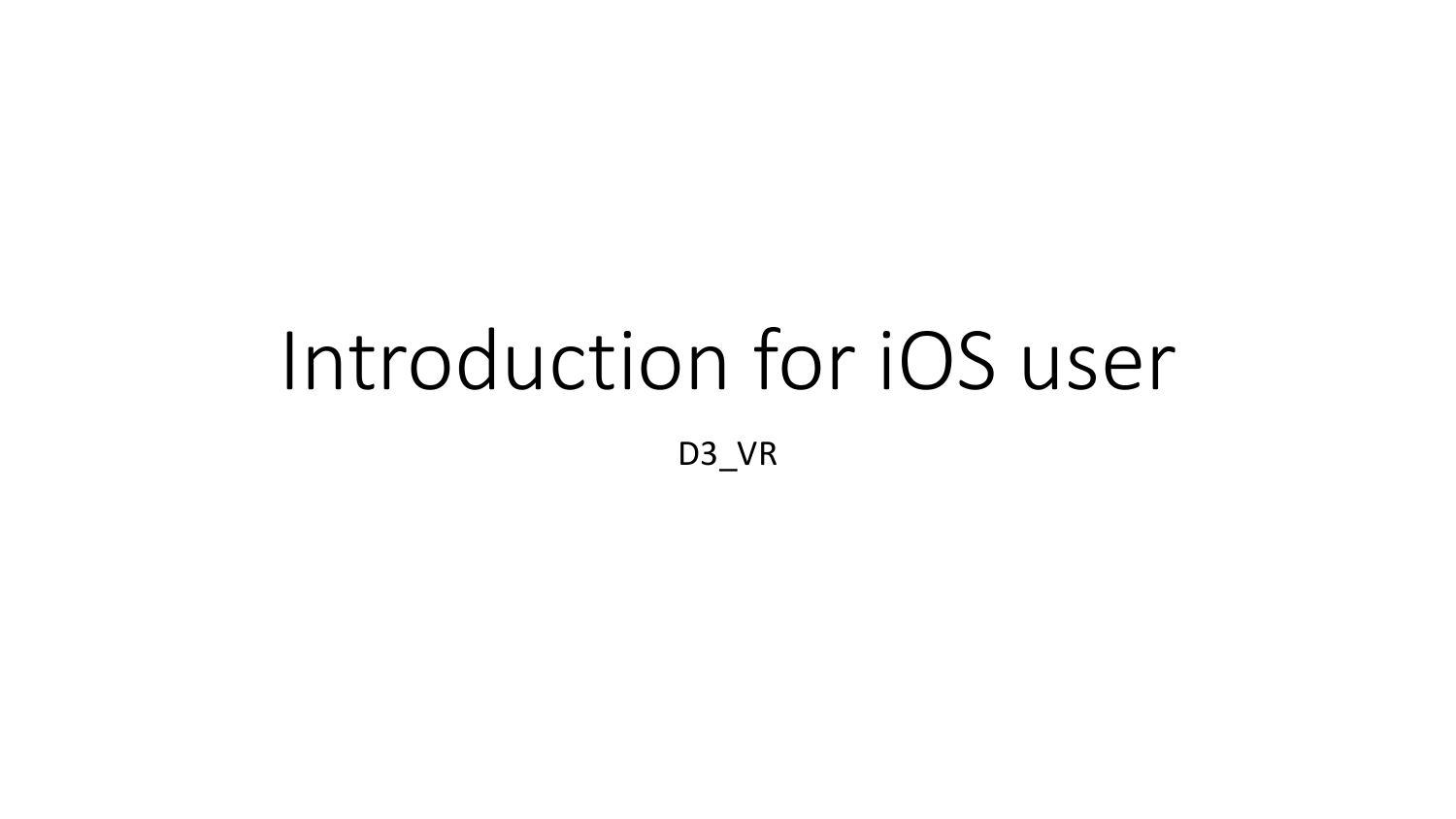# Introduction for iOS user

D3_VR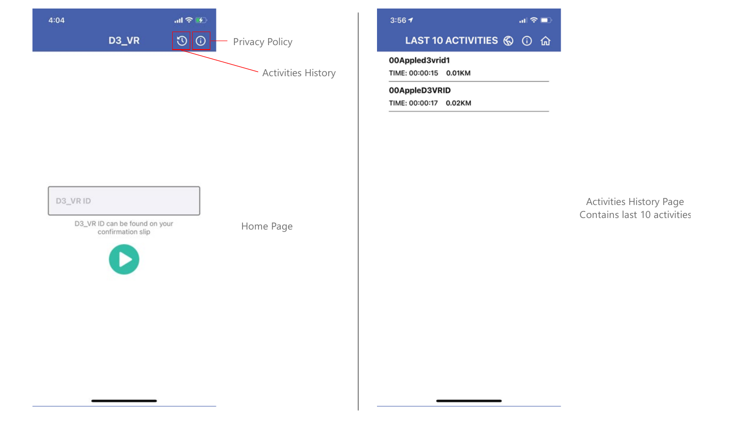4:04

D3_VR

Privacy Policy

Activities History

D3_VR ID

D3_VR ID can be found on your confirmation slip

Home Page

3:56

LAST 10 ACTIVITIES

00Appled3vrid1

TIME: 00:00:15 0.01KM

00AppleD3VRID

TIME: 00:00:17 0.02KM

Activities History Page
Contains last 10 activities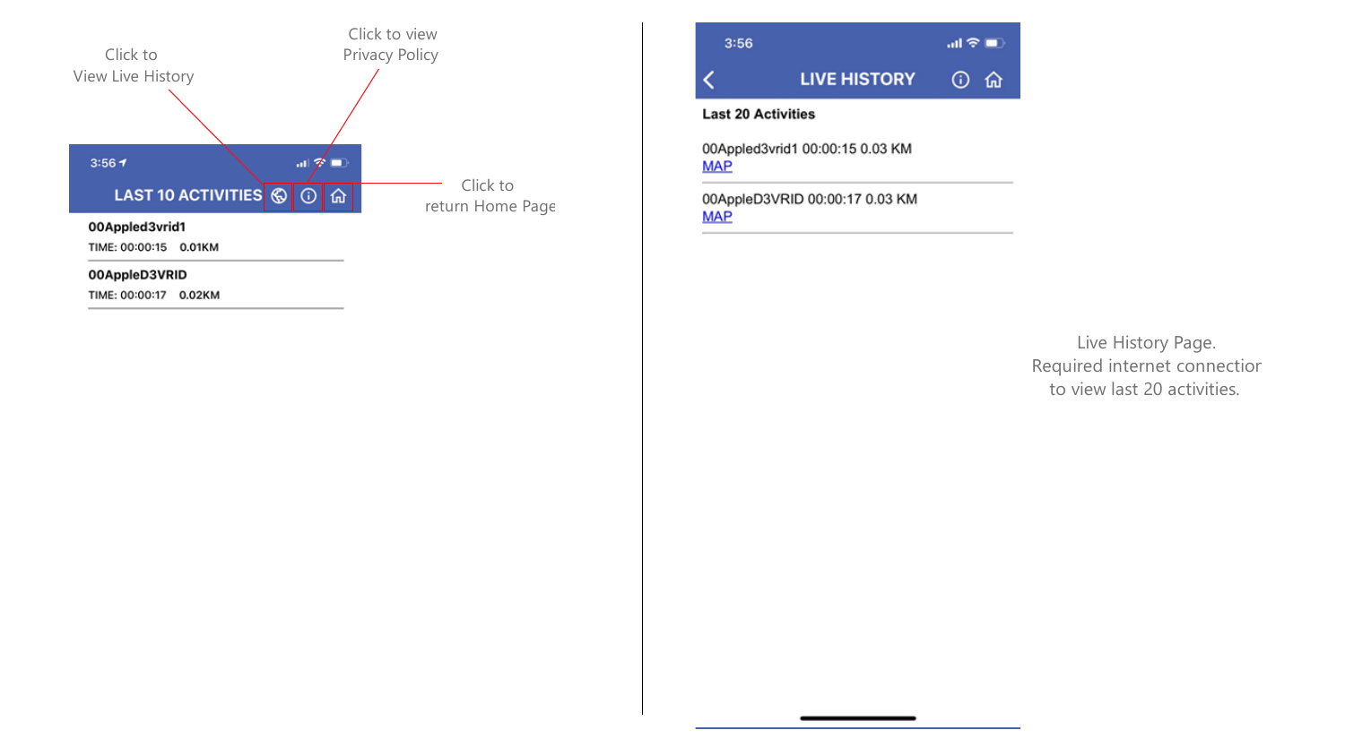Click to View Live History

Click to view Privacy Policy

Click to return Home Page

3:56

**LAST 10 ACTIVITIES**

**00Appled3vrid1**
TIME: 00:00:15 0.01KM

**00AppleD3VRID**
TIME: 00:00:17 0.02KM

3:56

**LIVE HISTORY**

**Last 20 Activities**

00Appled3vrid1 00:00:15 0.03 KM
MAP

00AppleD3VRID 00:00:17 0.03 KM
MAP

Live History Page.
Required internet connectior to view last 20 activities.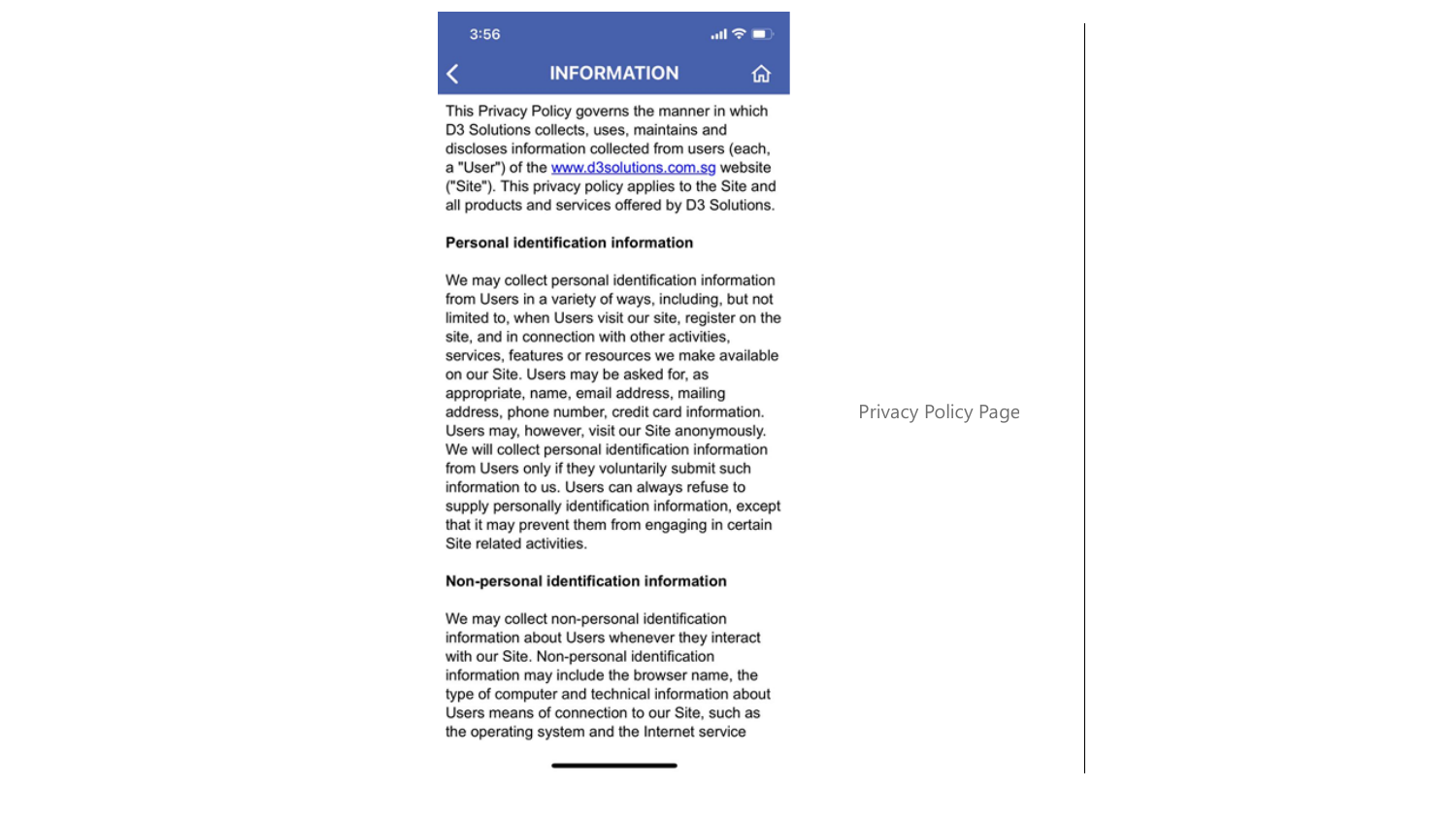3:56

## INFORMATION

This Privacy Policy governs the manner in which D3 Solutions collects, uses, maintains and discloses information collected from users (each, a "User") of the www.d3solutions.com.sg website ("Site"). This privacy policy applies to the Site and all products and services offered by D3 Solutions.

**Personal identification information**

We may collect personal identification information from Users in a variety of ways, including, but not limited to, when Users visit our site, register on the site, and in connection with other activities, services, features or resources we make available on our Site. Users may be asked for, as appropriate, name, email address, mailing address, phone number, credit card information. Users may, however, visit our Site anonymously. We will collect personal identification information from Users only if they voluntarily submit such information to us. Users can always refuse to supply personally identification information, except that it may prevent them from engaging in certain Site related activities.

**Non-personal identification information**

We may collect non-personal identification information about Users whenever they interact with our Site. Non-personal identification information may include the browser name, the type of computer and technical information about Users means of connection to our Site, such as the operating system and the Internet service

Privacy Policy Page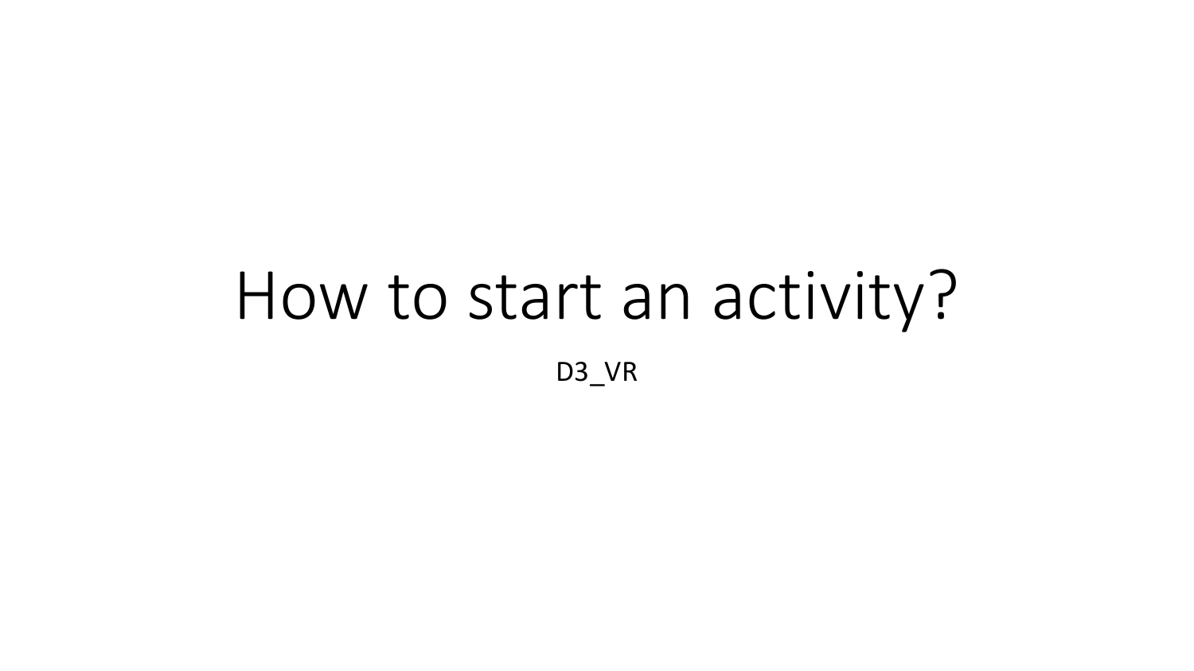# How to start an activity?

D3_VR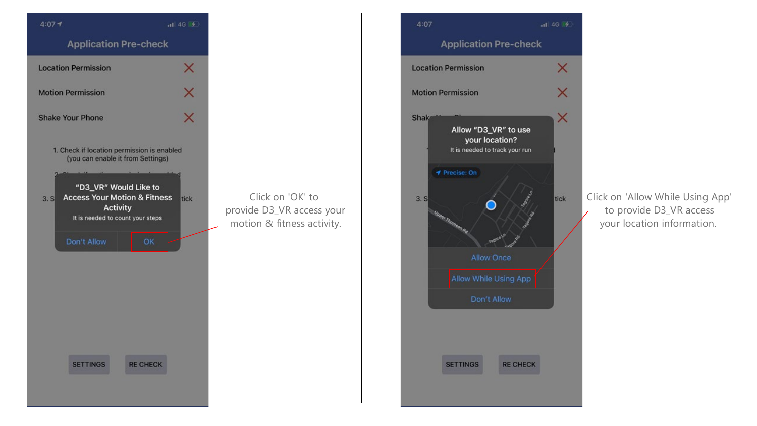Click on 'OK' to provide D3_VR access your motion & fitness activity.

Click on 'Allow While Using App' to provide D3_VR access your location information.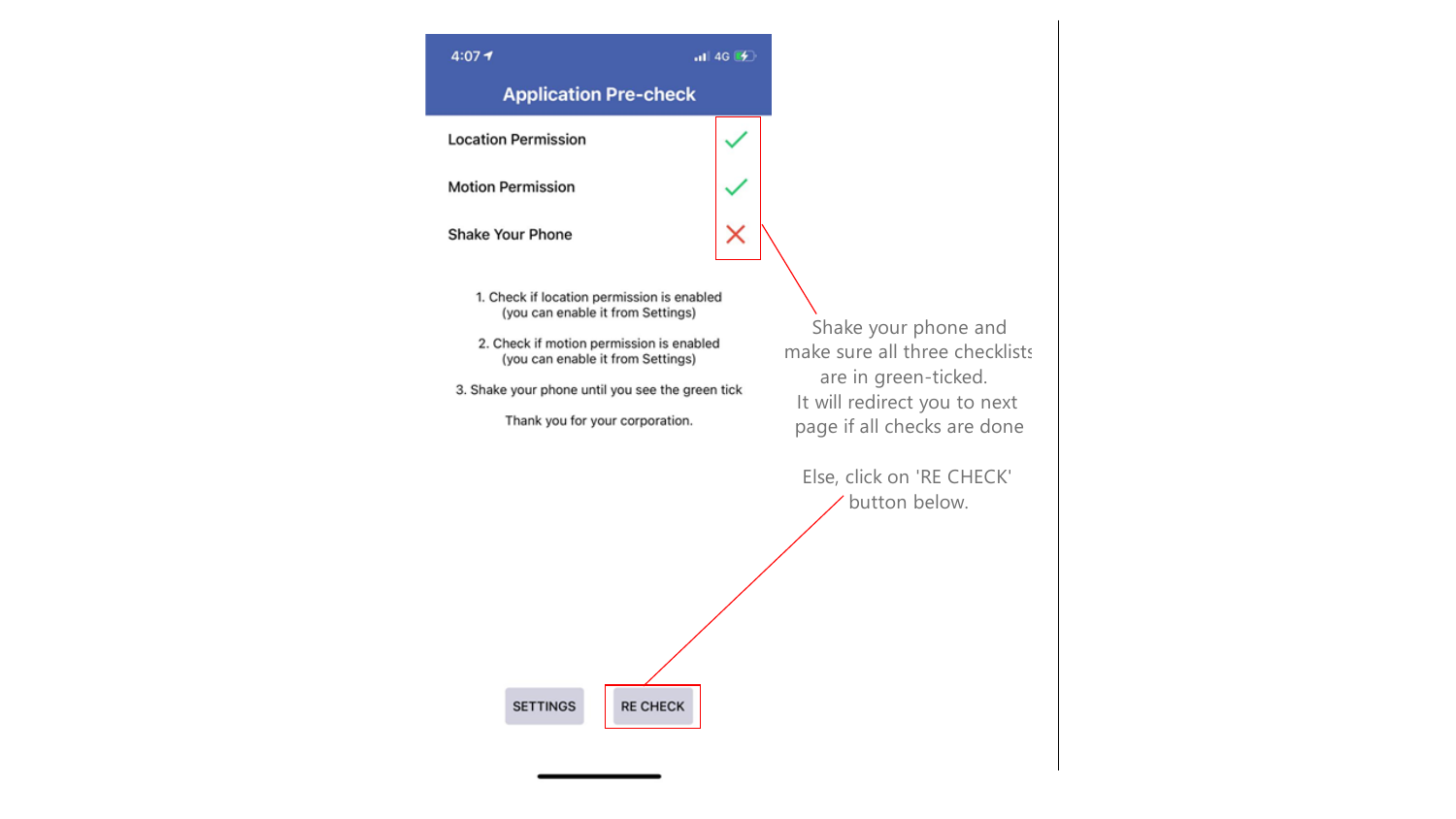Application Pre-check

Location Permission ✓

Motion Permission ✓

Shake Your Phone ✗

1. Check if location permission is enabled
(you can enable it from Settings)

2. Check if motion permission is enabled
(you can enable it from Settings)

3. Shake your phone until you see the green tick

Thank you for your corporation.

SETTINGS RE CHECK

Shake your phone and make sure all three checklists are in green-ticked.
It will redirect you to next page if all checks are done

Else, click on 'RE CHECK' button below.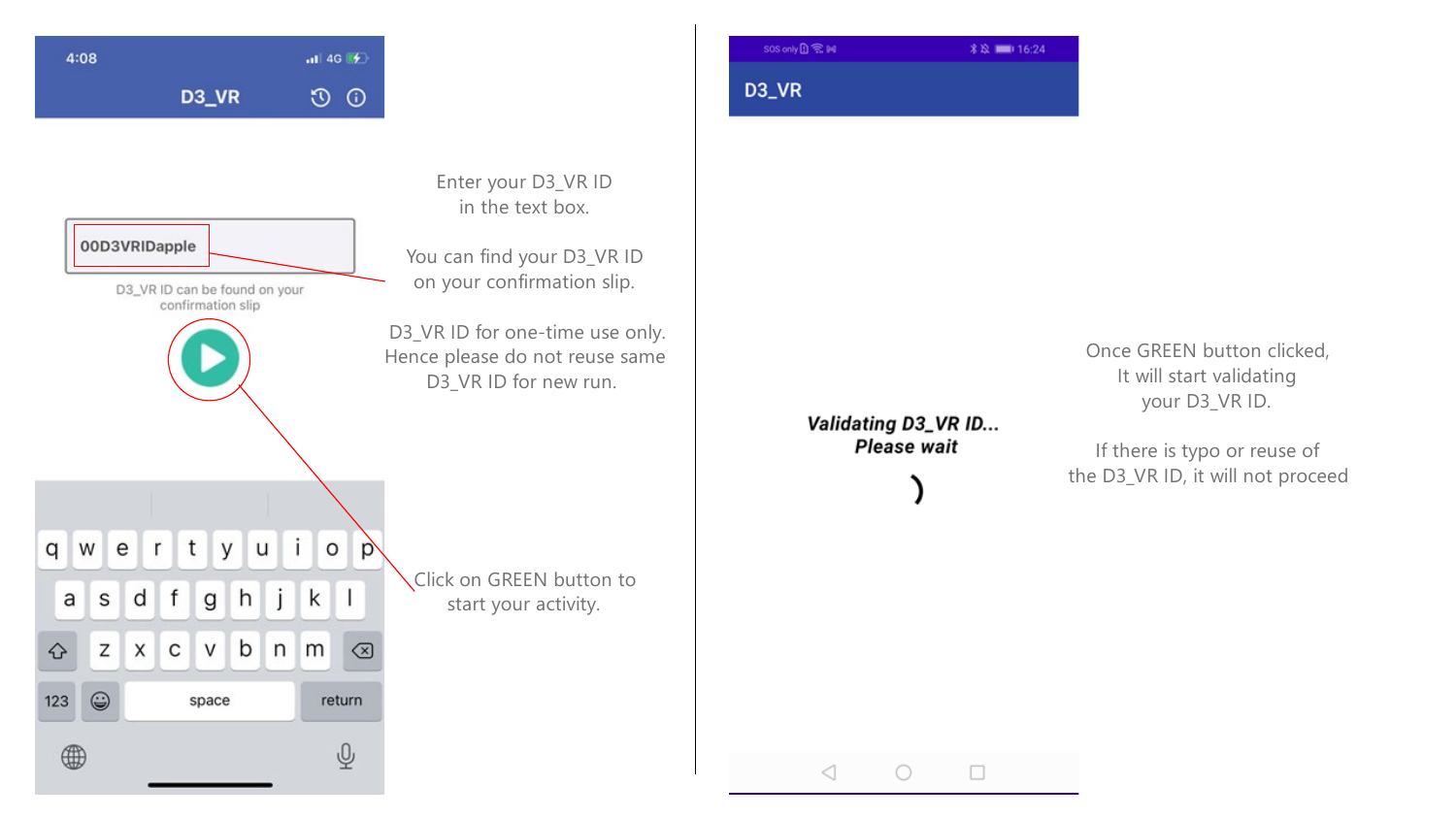Enter your D3_VR ID in the text box.

You can find your D3_VR ID on your confirmation slip.

D3_VR ID for one-time use only. Hence please do not reuse same D3_VR ID for new run.

Click on GREEN button to start your activity.

Once GREEN button clicked, It will start validating your D3_VR ID.

If there is typo or reuse of the D3_VR ID, it will not proceed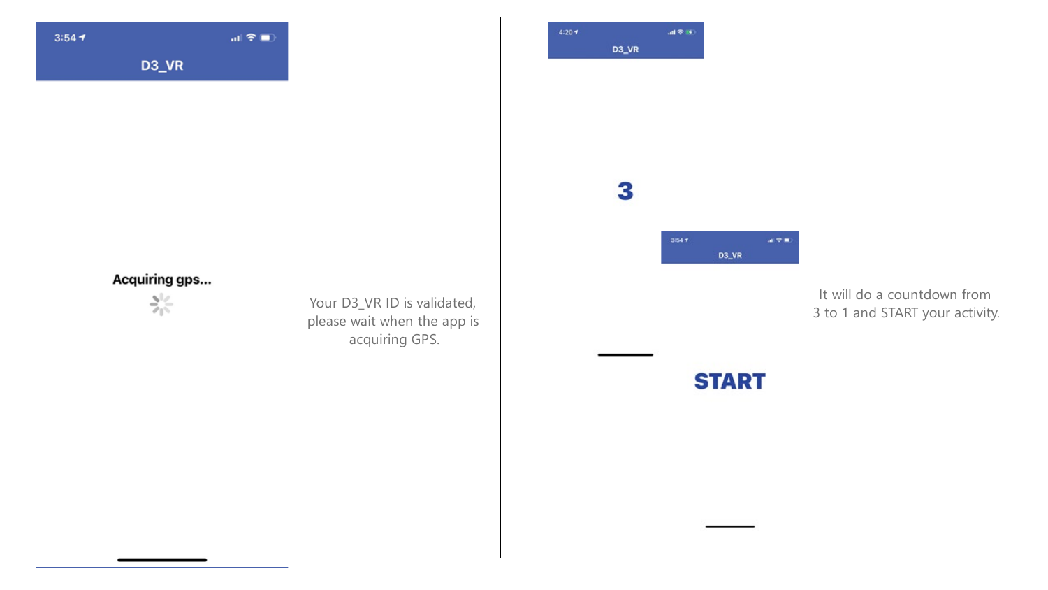Acquiring gps...

Your D3_VR ID is validated, please wait when the app is acquiring GPS.

3

START

It will do a countdown from 3 to 1 and START your activity.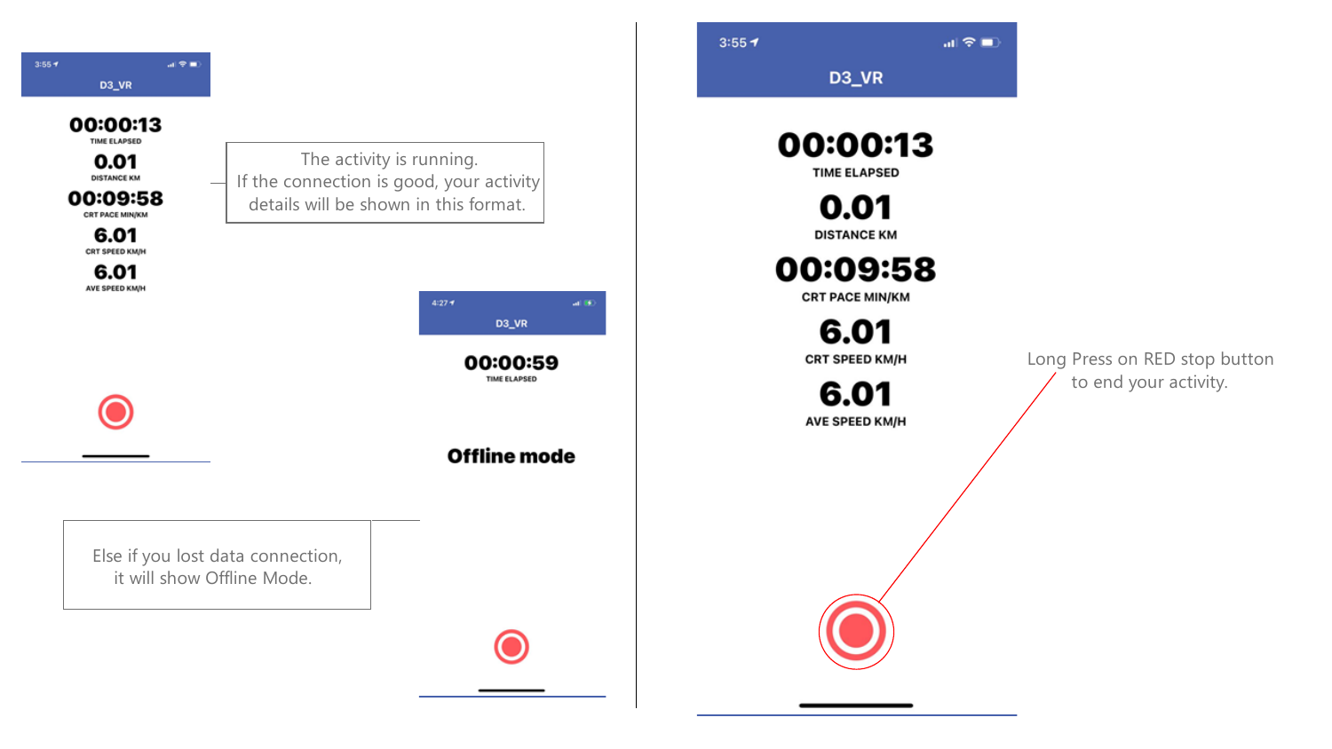3:55

D3_VR

00:00:13
TIME ELAPSED

0.01
DISTANCE KM

00:09:58
CRT PACE MIN/KM

6.01
CRT SPEED KM/H

6.01
AVE SPEED KM/H

The activity is running.
If the connection is good, your activity details will be shown in this format.

4:27

D3_VR

00:00:59
TIME ELAPSED

**Offline mode**

Else if you lost data connection, it will show Offline Mode.

3:55

D3_VR

00:00:13
TIME ELAPSED

0.01
DISTANCE KM

00:09:58
CRT PACE MIN/KM

6.01
CRT SPEED KM/H

6.01
AVE SPEED KM/H

Long Press on RED stop button to end your activity.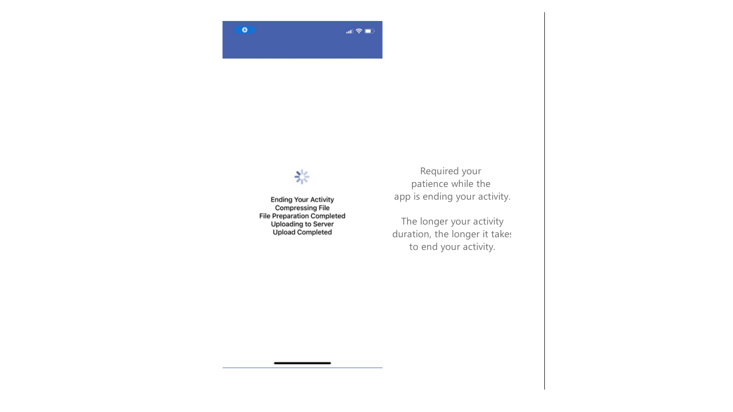Ending Your Activity
Compressing File
File Preparation Completed
Uploading to Server
Upload Completed

Required your
patience while the
app is ending your activity.

The longer your activity
duration, the longer it takes
to end your activity.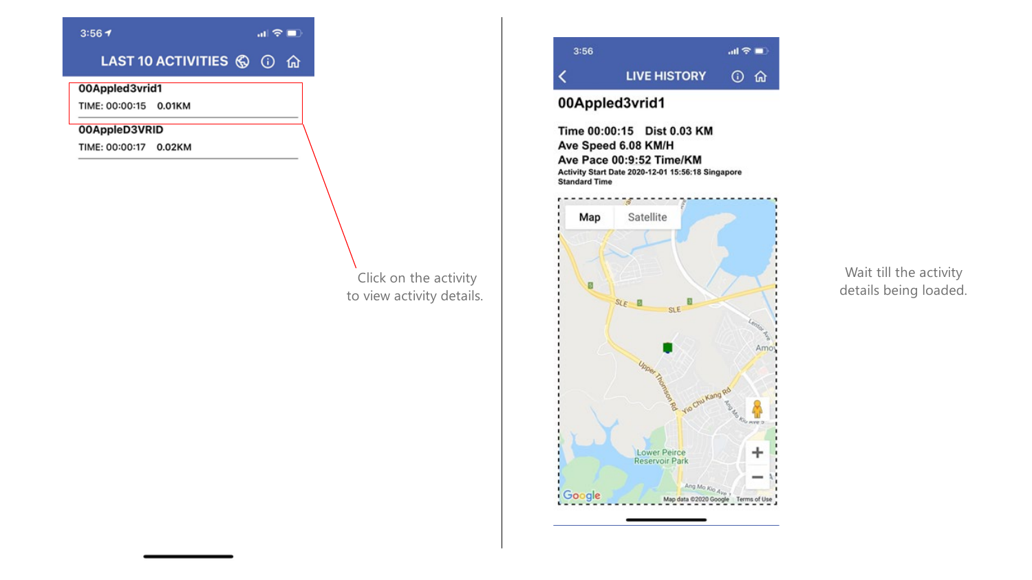3:56

LAST 10 ACTIVITIES

00Appled3vrid1

TIME: 00:00:15 0.01KM

00AppleD3VRID

TIME: 00:00:17 0.02KM

Click on the activity to view activity details.

3:56

LIVE HISTORY

00Appled3vrid1

Time 00:00:15 Dist 0.03 KM

Ave Speed 6.08 KM/H

Ave Pace 00:9:52 Time/KM

Activity Start Date 2020-12-01 15:56:18 Singapore Standard Time

Wait till the activity details being loaded.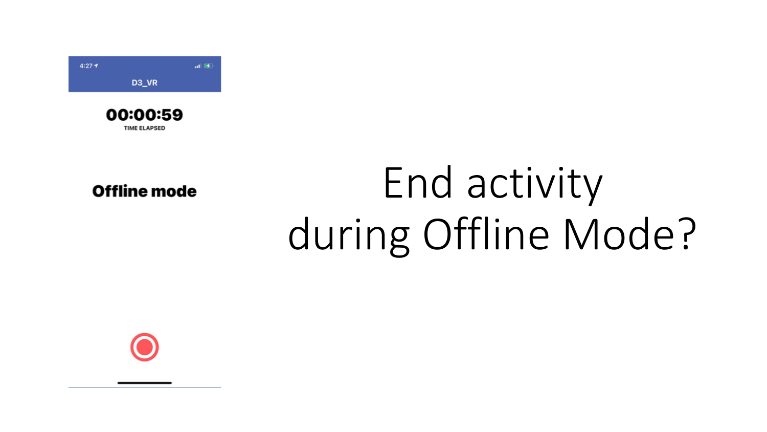4:27

D3_VR

00:00:59

TIME ELAPSED

**Offline mode**

# End activity during Offline Mode?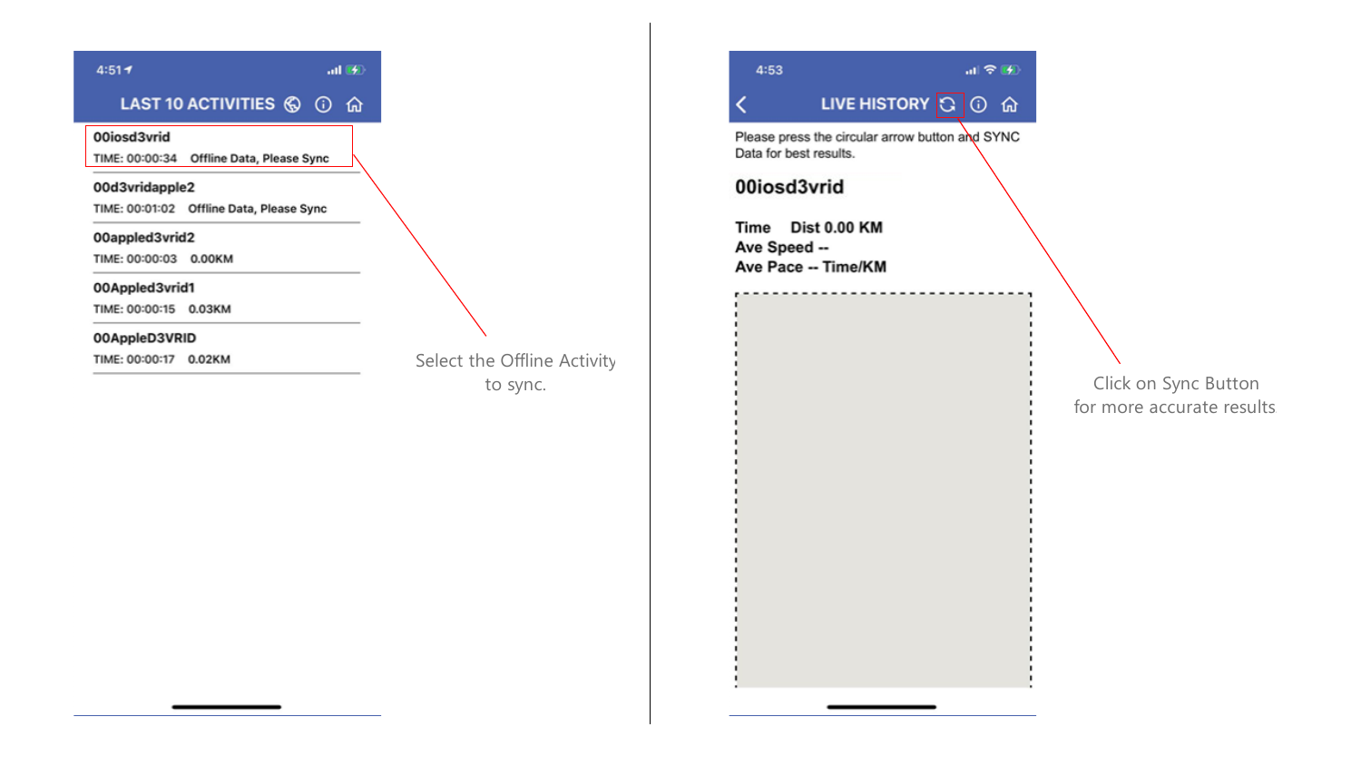4:51

LAST 10 ACTIVITIES

**00iosd3vrid**
TIME: 00:00:34 Offline Data, Please Sync

**00d3vridapple2**
TIME: 00:01:02 Offline Data, Please Sync

**00appled3vrid2**
TIME: 00:00:03 0.00KM

**00Appled3vrid1**
TIME: 00:00:15 0.03KM

**00AppleD3VRID**
TIME: 00:00:17 0.02KM

Select the Offline Activity to sync.

4:53

LIVE HISTORY

Please press the circular arrow button and SYNC Data for best results.

**00iosd3vrid**

**Time Dist 0.00 KM**
**Ave Speed --**
**Ave Pace -- Time/KM**

Click on Sync Button for more accurate results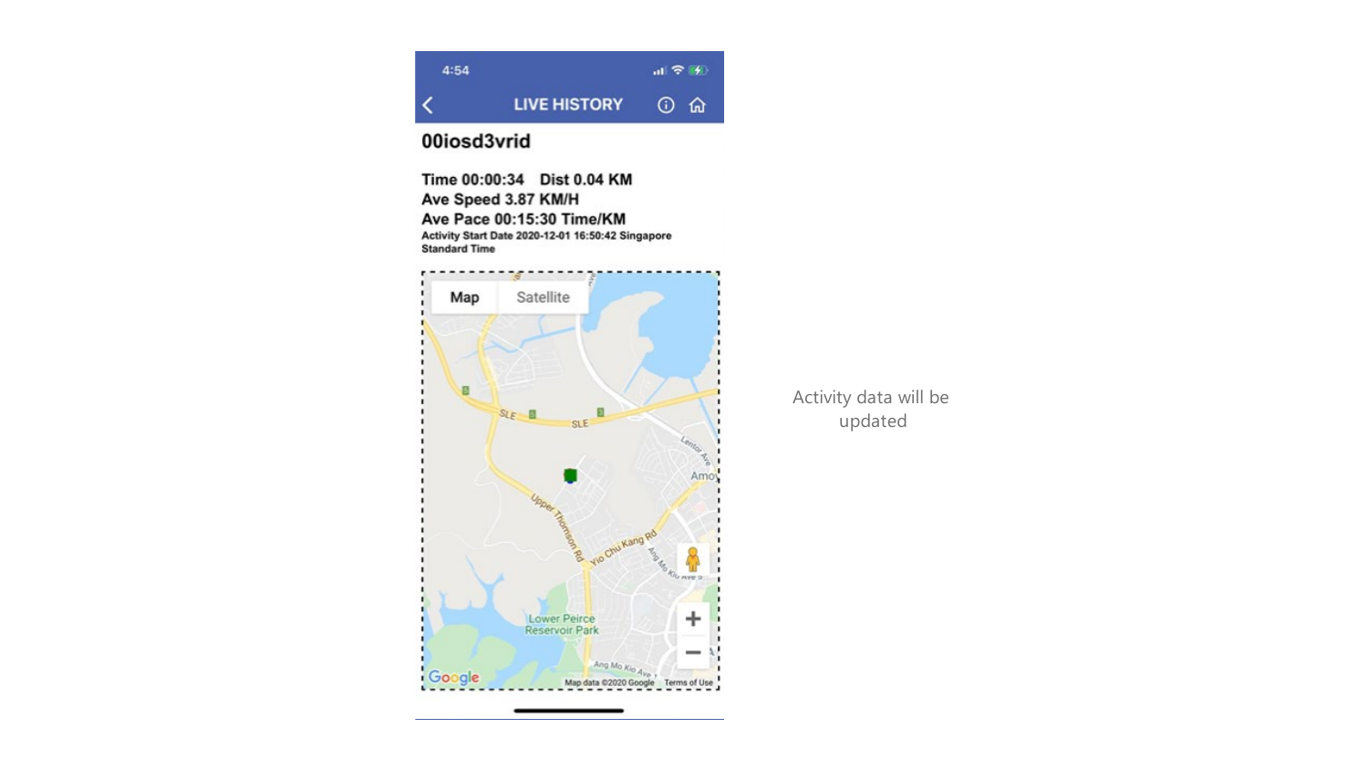4:54

LIVE HISTORY

## 00iosd3vrid

**Time 00:00:34 Dist 0.04 KM**
**Ave Speed 3.87 KM/H**
**Ave Pace 00:15:30 Time/KM**
**Activity Start Date 2020-12-01 16:50:42 Singapore Standard Time**

Activity data will be updated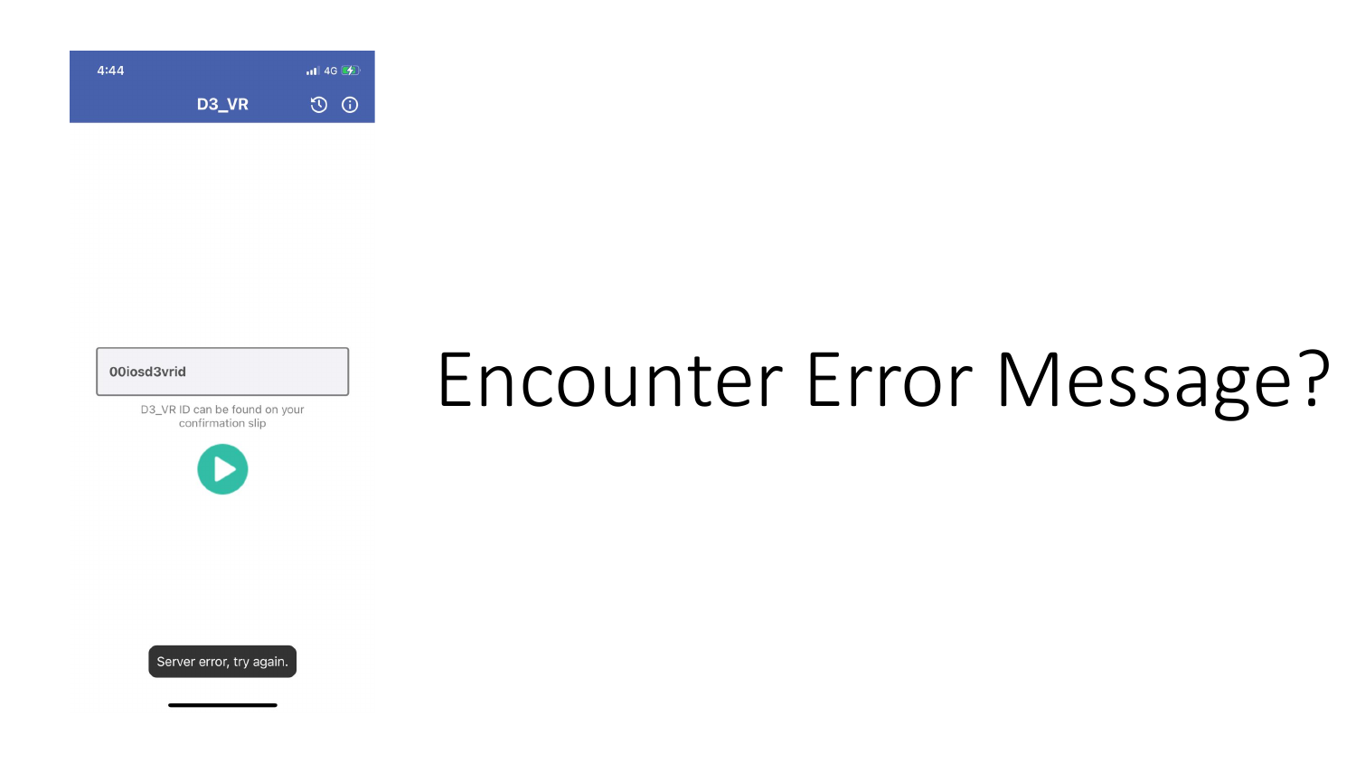4:44

4G

D3_VR

00iosd3vrid

D3_VR ID can be found on your confirmation slip

Server error, try again.

# Encounter Error Message?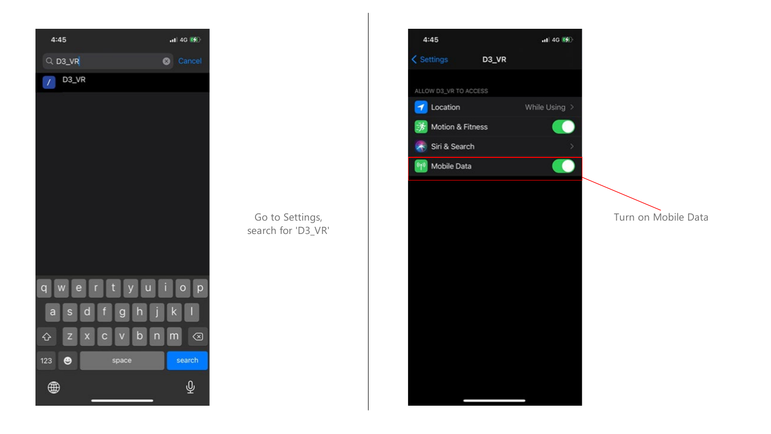Go to Settings, search for 'D3_VR'

Turn on Mobile Data